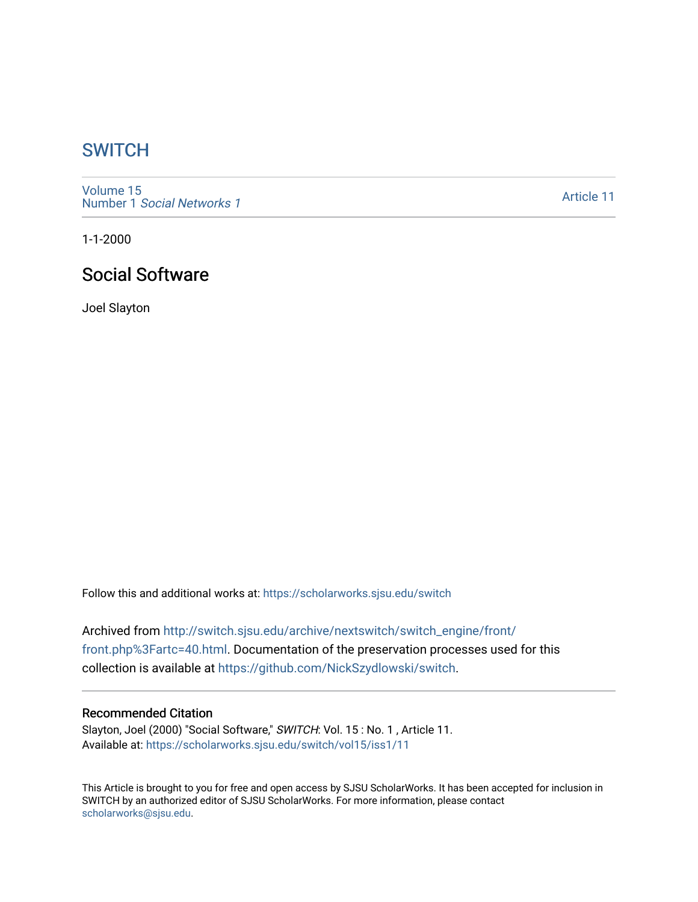# SWITCH

Volume 15
Number 1 *Social Networks 1*

Article 11

1-1-2000

## Social Software

Joel Slayton

Follow this and additional works at: https://scholarworks.sjsu.edu/switch

Archived from http://switch.sjsu.edu/archive/nextswitch/switch_engine/front/front.php%3Fartc=40.html. Documentation of the preservation processes used for this collection is available at https://github.com/NickSzydlowski/switch.

### Recommended Citation

Slayton, Joel (2000) "Social Software," *SWITCH*: Vol. 15 : No. 1 , Article 11.
Available at: https://scholarworks.sjsu.edu/switch/vol15/iss1/11

This Article is brought to you for free and open access by SJSU ScholarWorks. It has been accepted for inclusion in SWITCH by an authorized editor of SJSU ScholarWorks. For more information, please contact scholarworks@sjsu.edu.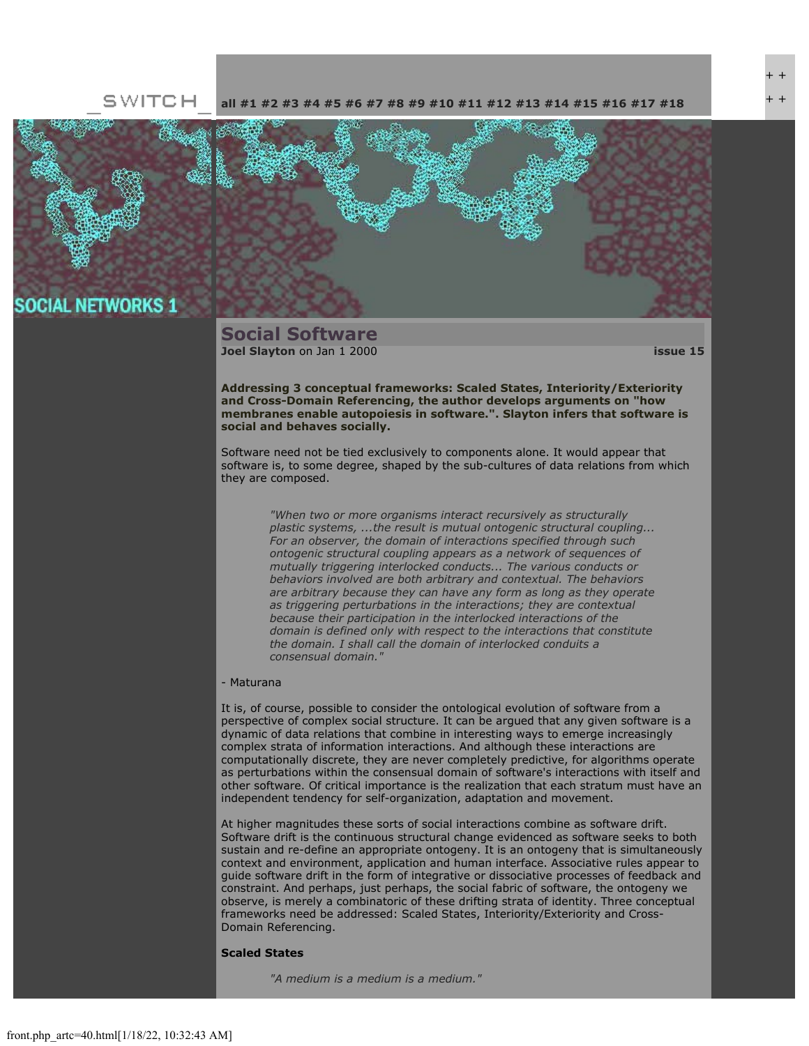_SWITCH_ all #1 #2 #3 #4 #5 #6 #7 #8 #9 #10 #11 #12 #13 #14 #15 #16 #17 #18

SOCIAL NETWORKS 1

# Social Software

**Joel Slayton** on Jan 1 2000 **issue 15**

**Addressing 3 conceptual frameworks: Scaled States, Interiority/Exteriority and Cross-Domain Referencing, the author develops arguments on "how membranes enable autopoiesis in software.". Slayton infers that software is social and behaves socially.**

Software need not be tied exclusively to components alone. It would appear that software is, to some degree, shaped by the sub-cultures of data relations from which they are composed.

> *"When two or more organisms interact recursively as structurally plastic systems, ...the result is mutual ontogenic structural coupling... For an observer, the domain of interactions specified through such ontogenic structural coupling appears as a network of sequences of mutually triggering interlocked conducts... The various conducts or behaviors involved are both arbitrary and contextual. The behaviors are arbitrary because they can have any form as long as they operate as triggering perturbations in the interactions; they are contextual because their participation in the interlocked interactions of the domain is defined only with respect to the interactions that constitute the domain. I shall call the domain of interlocked conduits a consensual domain."*

- Maturana

It is, of course, possible to consider the ontological evolution of software from a perspective of complex social structure. It can be argued that any given software is a dynamic of data relations that combine in interesting ways to emerge increasingly complex strata of information interactions. And although these interactions are computationally discrete, they are never completely predictive, for algorithms operate as perturbations within the consensual domain of software's interactions with itself and other software. Of critical importance is the realization that each stratum must have an independent tendency for self-organization, adaptation and movement.

At higher magnitudes these sorts of social interactions combine as software drift. Software drift is the continuous structural change evidenced as software seeks to both sustain and re-define an appropriate ontogeny. It is an ontogeny that is simultaneously context and environment, application and human interface. Associative rules appear to guide software drift in the form of integrative or dissociative processes of feedback and constraint. And perhaps, just perhaps, the social fabric of software, the ontogeny we observe, is merely a combinatoric of these drifting strata of identity. Three conceptual frameworks need be addressed: Scaled States, Interiority/Exteriority and Cross-Domain Referencing.

**Scaled States**

> *"A medium is a medium is a medium."*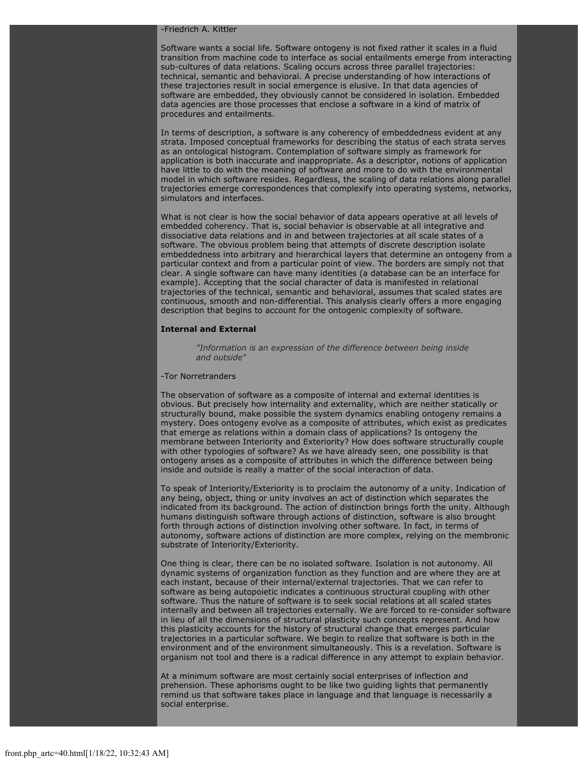-Friedrich A. Kittler

Software wants a social life. Software ontogeny is not fixed rather it scales in a fluid transition from machine code to interface as social entailments emerge from interacting sub-cultures of data relations. Scaling occurs across three parallel trajectories: technical, semantic and behavioral. A precise understanding of how interactions of these trajectories result in social emergence is elusive. In that data agencies of software are embedded, they obviously cannot be considered in isolation. Embedded data agencies are those processes that enclose a software in a kind of matrix of procedures and entailments.

In terms of description, a software is any coherency of embeddedness evident at any strata. Imposed conceptual frameworks for describing the status of each strata serves as an ontological histogram. Contemplation of software simply as framework for application is both inaccurate and inappropriate. As a descriptor, notions of application have little to do with the meaning of software and more to do with the environmental model in which software resides. Regardless, the scaling of data relations along parallel trajectories emerge correspondences that complexify into operating systems, networks, simulators and interfaces.

What is not clear is how the social behavior of data appears operative at all levels of embedded coherency. That is, social behavior is observable at all integrative and dissociative data relations and in and between trajectories at all scale states of a software. The obvious problem being that attempts of discrete description isolate embeddedness into arbitrary and hierarchical layers that determine an ontogeny from a particular context and from a particular point of view. The borders are simply not that clear. A single software can have many identities (a database can be an interface for example). Accepting that the social character of data is manifested in relational trajectories of the technical, semantic and behavioral, assumes that scaled states are continuous, smooth and non-differential. This analysis clearly offers a more engaging description that begins to account for the ontogenic complexity of software.

**Internal and External**

> *"Information is an expression of the difference between being inside and outside"*

-Tor Norretranders

The observation of software as a composite of internal and external identities is obvious. But precisely how internality and externality, which are neither statically or structurally bound, make possible the system dynamics enabling ontogeny remains a mystery. Does ontogeny evolve as a composite of attributes, which exist as predicates that emerge as relations within a domain class of applications? Is ontogeny the membrane between Interiority and Exteriority? How does software structurally couple with other typologies of software? As we have already seen, one possibility is that ontogeny arises as a composite of attributes in which the difference between being inside and outside is really a matter of the social interaction of data.

To speak of Interiority/Exteriority is to proclaim the autonomy of a unity. Indication of any being, object, thing or unity involves an act of distinction which separates the indicated from its background. The action of distinction brings forth the unity. Although humans distinguish software through actions of distinction, software is also brought forth through actions of distinction involving other software. In fact, in terms of autonomy, software actions of distinction are more complex, relying on the membronic substrate of Interiority/Exteriority.

One thing is clear, there can be no isolated software. Isolation is not autonomy. All dynamic systems of organization function as they function and are where they are at each instant, because of their internal/external trajectories. That we can refer to software as being autopoietic indicates a continuous structural coupling with other software. Thus the nature of software is to seek social relations at all scaled states internally and between all trajectories externally. We are forced to re-consider software in lieu of all the dimensions of structural plasticity such concepts represent. And how this plasticity accounts for the history of structural change that emerges particular trajectories in a particular software. We begin to realize that software is both in the environment and of the environment simultaneously. This is a revelation. Software is organism not tool and there is a radical difference in any attempt to explain behavior.

At a minimum software are most certainly social enterprises of inflection and prehension. These aphorisms ought to be like two guiding lights that permanently remind us that software takes place in language and that language is necessarily a social enterprise.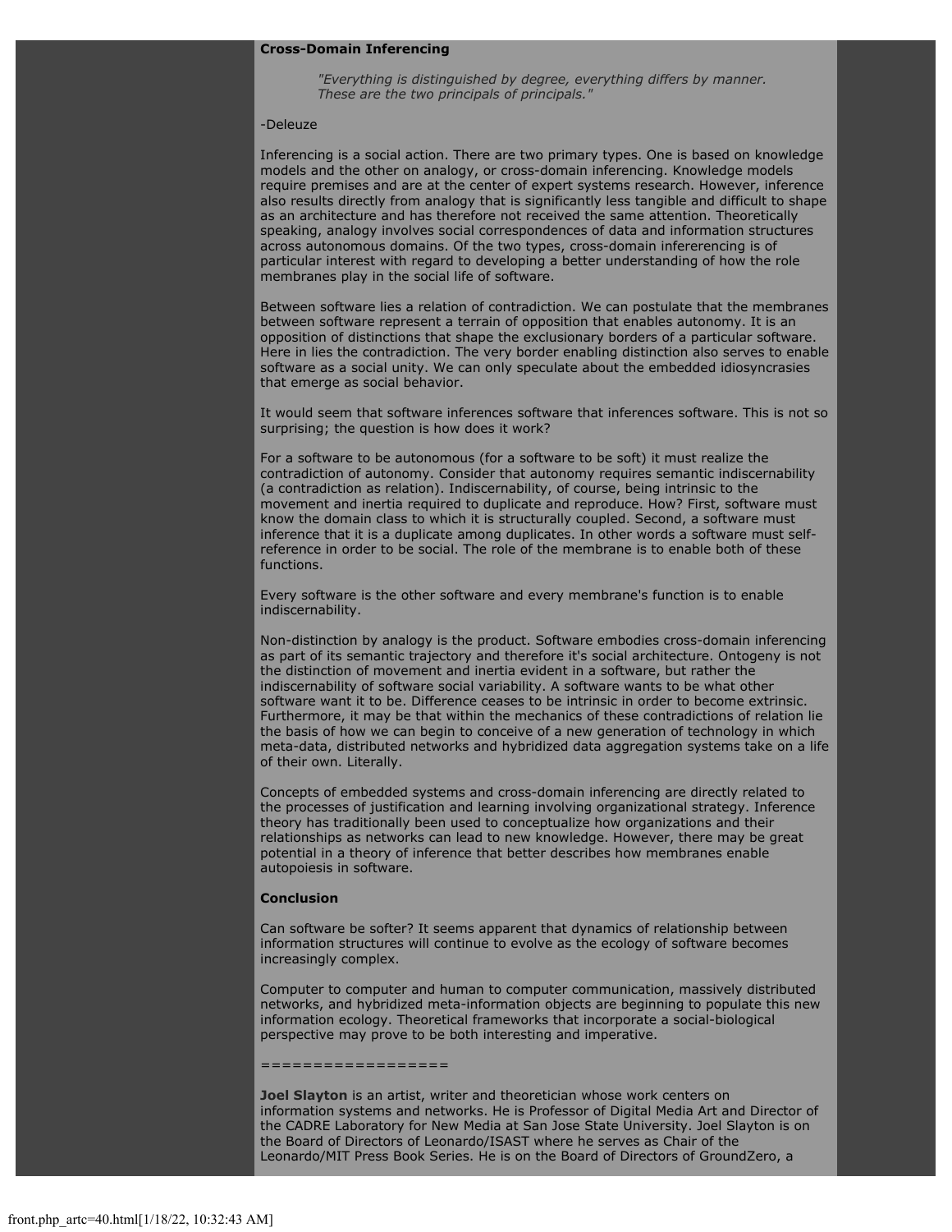**Cross-Domain Inferencing**

> *"Everything is distinguished by degree, everything differs by manner. These are the two principals of principals."*

-Deleuze

Inferencing is a social action. There are two primary types. One is based on knowledge models and the other on analogy, or cross-domain inferencing. Knowledge models require premises and are at the center of expert systems research. However, inference also results directly from analogy that is significantly less tangible and difficult to shape as an architecture and has therefore not received the same attention. Theoretically speaking, analogy involves social correspondences of data and information structures across autonomous domains. Of the two types, cross-domain infererencing is of particular interest with regard to developing a better understanding of how the role membranes play in the social life of software.

Between software lies a relation of contradiction. We can postulate that the membranes between software represent a terrain of opposition that enables autonomy. It is an opposition of distinctions that shape the exclusionary borders of a particular software. Here in lies the contradiction. The very border enabling distinction also serves to enable software as a social unity. We can only speculate about the embedded idiosyncrasies that emerge as social behavior.

It would seem that software inferences software that inferences software. This is not so surprising; the question is how does it work?

For a software to be autonomous (for a software to be soft) it must realize the contradiction of autonomy. Consider that autonomy requires semantic indiscernability (a contradiction as relation). Indiscernability, of course, being intrinsic to the movement and inertia required to duplicate and reproduce. How? First, software must know the domain class to which it is structurally coupled. Second, a software must inference that it is a duplicate among duplicates. In other words a software must self-reference in order to be social. The role of the membrane is to enable both of these functions.

Every software is the other software and every membrane's function is to enable indiscernability.

Non-distinction by analogy is the product. Software embodies cross-domain inferencing as part of its semantic trajectory and therefore it's social architecture. Ontogeny is not the distinction of movement and inertia evident in a software, but rather the indiscernability of software social variability. A software wants to be what other software want it to be. Difference ceases to be intrinsic in order to become extrinsic. Furthermore, it may be that within the mechanics of these contradictions of relation lie the basis of how we can begin to conceive of a new generation of technology in which meta-data, distributed networks and hybridized data aggregation systems take on a life of their own. Literally.

Concepts of embedded systems and cross-domain inferencing are directly related to the processes of justification and learning involving organizational strategy. Inference theory has traditionally been used to conceptualize how organizations and their relationships as networks can lead to new knowledge. However, there may be great potential in a theory of inference that better describes how membranes enable autopoiesis in software.

**Conclusion**

Can software be softer? It seems apparent that dynamics of relationship between information structures will continue to evolve as the ecology of software becomes increasingly complex.

Computer to computer and human to computer communication, massively distributed networks, and hybridized meta-information objects are beginning to populate this new information ecology. Theoretical frameworks that incorporate a social-biological perspective may prove to be both interesting and imperative.

=================

**Joel Slayton** is an artist, writer and theoretician whose work centers on information systems and networks. He is Professor of Digital Media Art and Director of the CADRE Laboratory for New Media at San Jose State University. Joel Slayton is on the Board of Directors of Leonardo/ISAST where he serves as Chair of the Leonardo/MIT Press Book Series. He is on the Board of Directors of GroundZero, a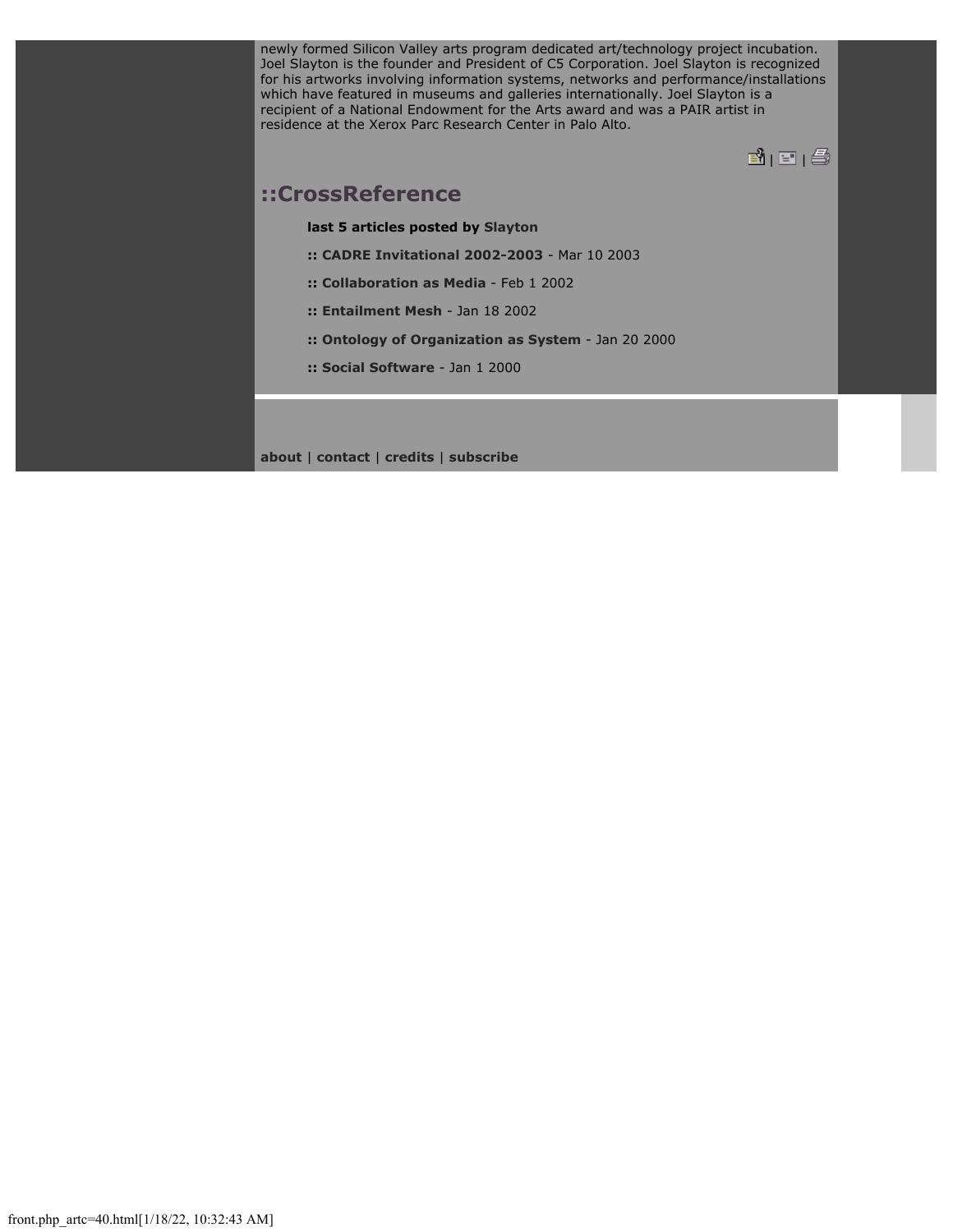newly formed Silicon Valley arts program dedicated art/technology project incubation. Joel Slayton is the founder and President of C5 Corporation. Joel Slayton is recognized for his artworks involving information systems, networks and performance/installations which have featured in museums and galleries internationally. Joel Slayton is a recipient of a National Endowment for the Arts award and was a PAIR artist in residence at the Xerox Parc Research Center in Palo Alto.

## ::CrossReference

**last 5 articles posted by Slayton**

**:: CADRE Invitational 2002-2003** - Mar 10 2003

**:: Collaboration as Media** - Feb 1 2002

**:: Entailment Mesh** - Jan 18 2002

**:: Ontology of Organization as System** - Jan 20 2000

**:: Social Software** - Jan 1 2000

**about** | **contact** | **credits** | **subscribe**